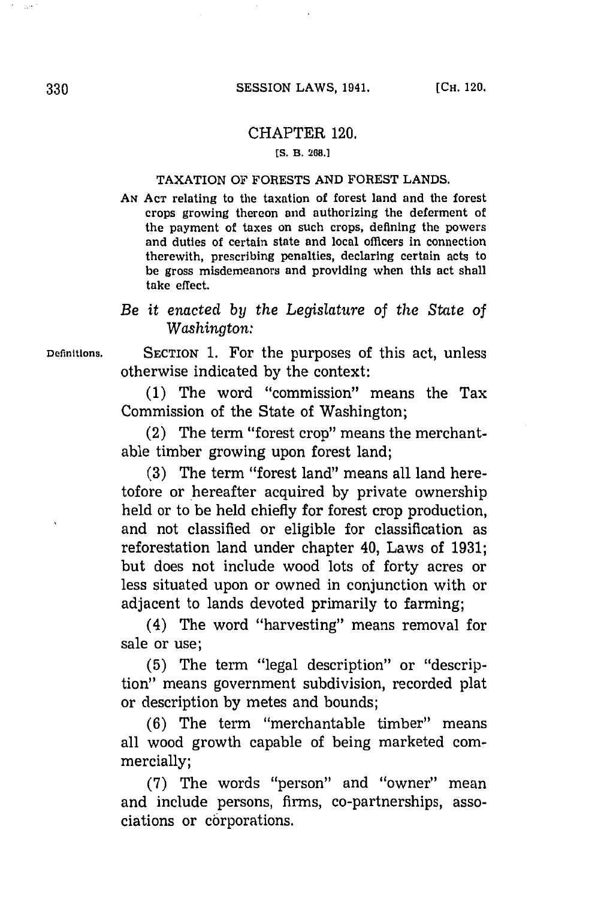# CHAPTER 120.

[S. B. 268.]

## TAXATION OF FORESTS AND FOREST LANDS.

AN ACT relating to the taxation of forest land and the forest crops growing thereon and authorizing the deferment of the payment of taxes on such crops, defining the powers and duties of certain state and local officers in connection therewith, prescribing penalties, declaring certain acts to be gross misdemeanors and providing when this act shall take effect.

*Be it enacted by the Legislature of the State of Washington:*

Definitions. SECTION 1. For the purposes of this act, unless otherwise indicated by the context:

(1) The word "commission" means the Tax Commission of the State of Washington;

(2) The term "forest crop" means the merchantable timber growing upon forest land;

(3) The term "forest land" means all land heretofore or hereafter acquired by private ownership held or to be held chiefly for forest crop production, and not classified or eligible for classification as reforestation land under chapter 40, Laws of 1931; but does not include wood lots of forty acres or less situated upon or owned in conjunction with or adjacent to lands devoted primarily to farming;

(4) The word "harvesting" means removal for sale or use;

(5) The term "legal description" or "description" means government subdivision, recorded plat or description by metes and bounds;

(6) The term "merchantable timber" means all wood growth capable of being marketed commercially;

(7) The words "person" and "owner" mean and include persons, firms, co-partnerships, associations or corporations.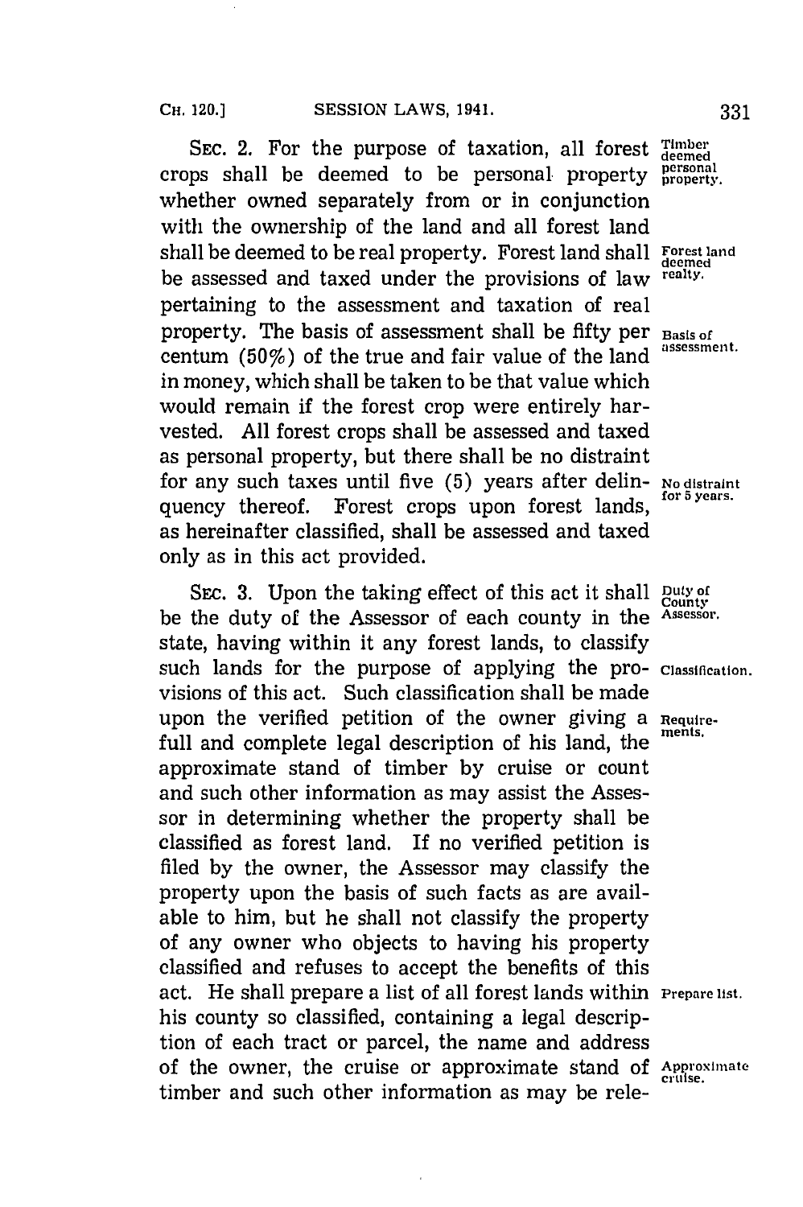SEC. 2. For the purpose of taxation, all forest crops shall be deemed to be personal property whether owned separately from or in conjunction with the ownership of the land and all forest land shall be deemed to be real property. Forest land shall be assessed and taxed under the provisions of law pertaining to the assessment and taxation of real property. The basis of assessment shall be fifty per centum (50%) of the true and fair value of the land in money, which shall be taken to be that value which would remain if the forest crop were entirely harvested. All forest crops shall be assessed and taxed as personal property, but there shall be no distraint for any such taxes until five (5) years after delinquency thereof. Forest crops upon forest lands, as hereinafter classified, shall be assessed and taxed only as in this act provided.

*Timber deemed personal property.*

*Forest land deemed realty.*

*Basis of assessment.*

*No distraint for 5 years.*

SEC. 3. Upon the taking effect of this act it shall be the duty of the Assessor of each county in the state, having within it any forest lands, to classify such lands for the purpose of applying the provisions of this act. Such classification shall be made upon the verified petition of the owner giving a full and complete legal description of his land, the approximate stand of timber by cruise or count and such other information as may assist the Assessor in determining whether the property shall be classified as forest land. If no verified petition is filed by the owner, the Assessor may classify the property upon the basis of such facts as are available to him, but he shall not classify the property of any owner who objects to having his property classified and refuses to accept the benefits of this act. He shall prepare a list of all forest lands within his county so classified, containing a legal description of each tract or parcel, the name and address of the owner, the cruise or approximate stand of timber and such other information as may be rele-

*Duty of County Assessor.*

*Classification.*

*Requirements.*

*Prepare list.*

*Approximate cruise.*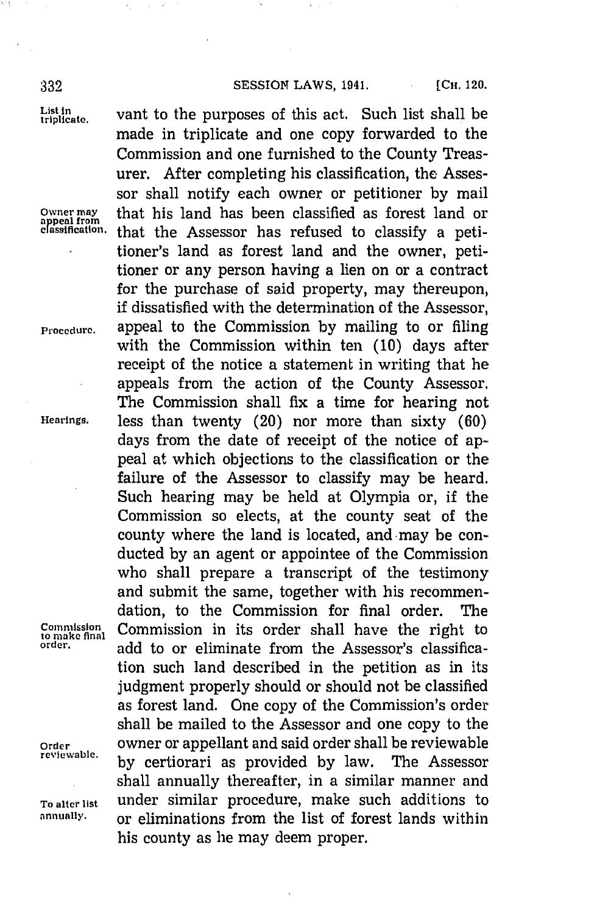vant to the purposes of this act. Such list shall be made in triplicate and one copy forwarded to the Commission and one furnished to the County Treasurer. After completing his classification, the Assessor shall notify each owner or petitioner by mail that his land has been classified as forest land or that the Assessor has refused to classify a petitioner's land as forest land and the owner, petitioner or any person having a lien on or a contract for the purchase of said property, may thereupon, if dissatisfied with the determination of the Assessor, appeal to the Commission by mailing to or filing with the Commission within ten (10) days after receipt of the notice a statement in writing that he appeals from the action of the County Assessor. The Commission shall fix a time for hearing not less than twenty (20) nor more than sixty (60) days from the date of receipt of the notice of appeal at which objections to the classification or the failure of the Assessor to classify may be heard. Such hearing may be held at Olympia or, if the Commission so elects, at the county seat of the county where the land is located, and may be conducted by an agent or appointee of the Commission who shall prepare a transcript of the testimony and submit the same, together with his recommendation, to the Commission for final order. The Commission in its order shall have the right to add to or eliminate from the Assessor's classification such land described in the petition as in its judgment properly should or should not be classified as forest land. One copy of the Commission's order shall be mailed to the Assessor and one copy to the owner or appellant and said order shall be reviewable by certiorari as provided by law. The Assessor shall annually thereafter, in a similar manner and under similar procedure, make such additions to or eliminations from the list of forest lands within his county as he may deem proper.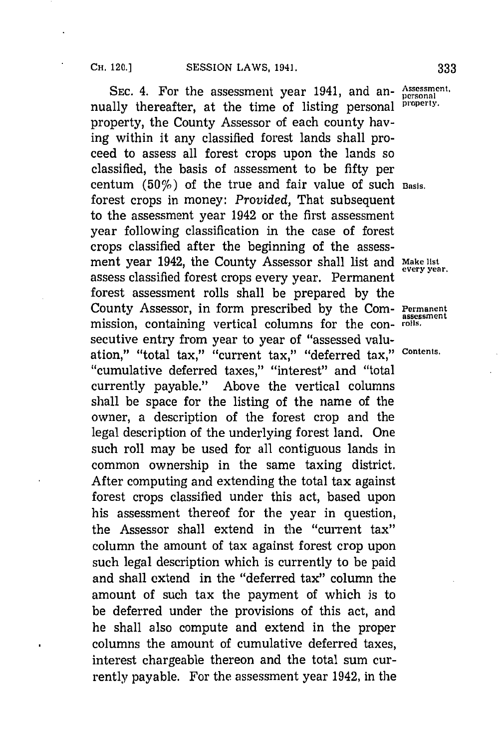SEC. 4. For the assessment year 1941, and annually thereafter, at the time of listing personal property, the County Assessor of each county having within it any classified forest lands shall proceed to assess all forest crops upon the lands so classified, the basis of assessment to be fifty per centum (50%) of the true and fair value of such forest crops in money: *Provided,* That subsequent to the assessment year 1942 or the first assessment year following classification in the case of forest crops classified after the beginning of the assessment year 1942, the County Assessor shall list and assess classified forest crops every year. Permanent forest assessment rolls shall be prepared by the County Assessor, in form prescribed by the Commission, containing vertical columns for the consecutive entry from year to year of "assessed valuation," "total tax," "current tax," "deferred tax," "cumulative deferred taxes," "interest" and "total currently payable." Above the vertical columns shall be space for the listing of the name of the owner, a description of the forest crop and the legal description of the underlying forest land. One such roll may be used for all contiguous lands in common ownership in the same taxing district. After computing and extending the total tax against forest crops classified under this act, based upon his assessment thereof for the year in question, the Assessor shall extend in the "current tax" column the amount of tax against forest crop upon such legal description which is currently to be paid and shall extend in the "deferred tax" column the amount of such tax the payment of which is to be deferred under the provisions of this act, and he shall also compute and extend in the proper columns the amount of cumulative deferred taxes, interest chargeable thereon and the total sum currently payable. For the assessment year 1942, in the

Assessment, personal property.

Basis.

Make list every year.

Permanent assessment rolls.

Contents.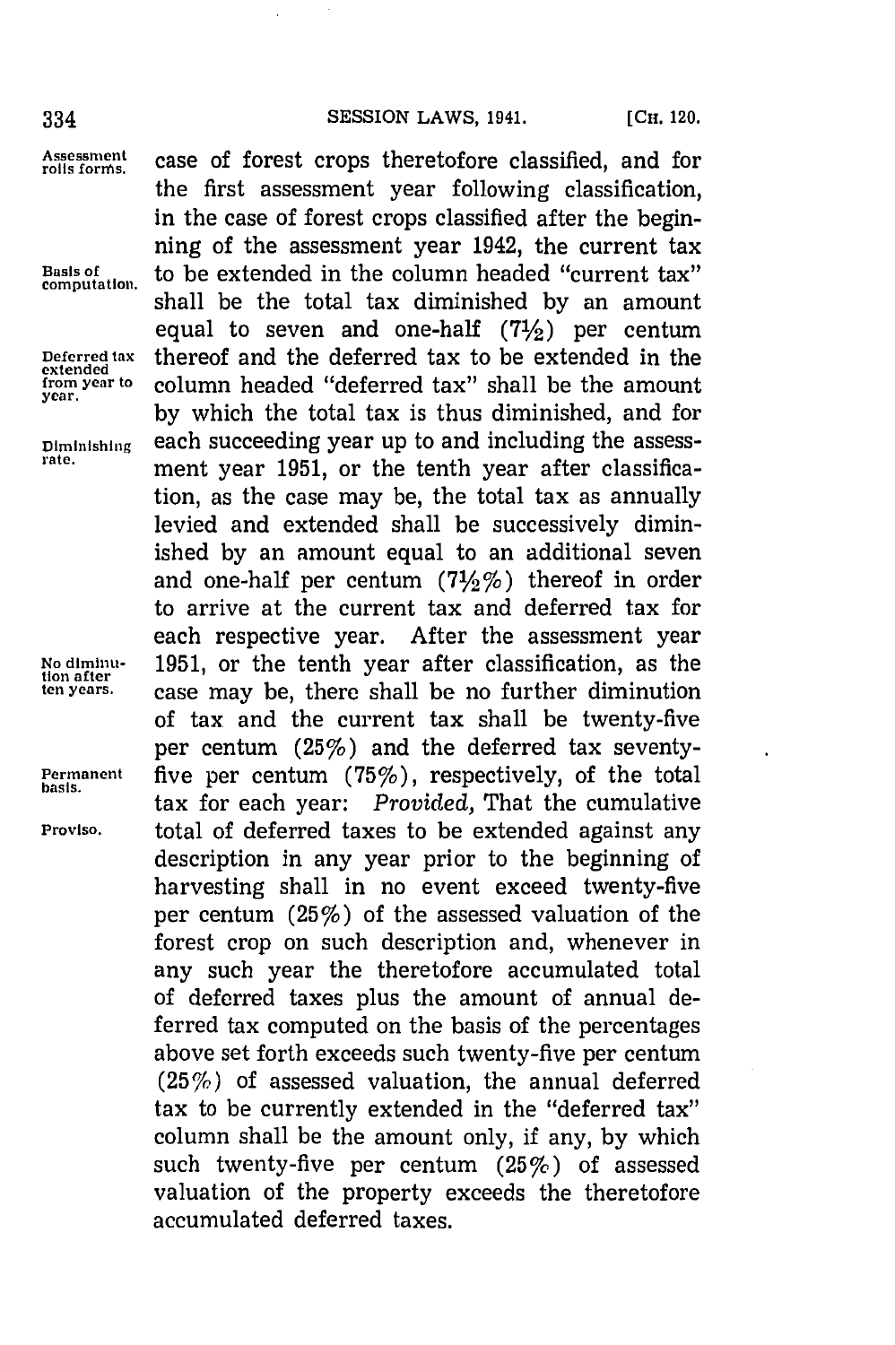case of forest crops theretofore classified, and for the first assessment year following classification, in the case of forest crops classified after the beginning of the assessment year 1942, the current tax to be extended in the column headed "current tax" shall be the total tax diminished by an amount equal to seven and one-half (7½) per centum thereof and the deferred tax to be extended in the column headed "deferred tax" shall be the amount by which the total tax is thus diminished, and for each succeeding year up to and including the assessment year 1951, or the tenth year after classification, as the case may be, the total tax as annually levied and extended shall be successively diminished by an amount equal to an additional seven and one-half per centum (7½%) thereof in order to arrive at the current tax and deferred tax for each respective year. After the assessment year 1951, or the tenth year after classification, as the case may be, there shall be no further diminution of tax and the current tax shall be twenty-five per centum (25%) and the deferred tax seventy-five per centum (75%), respectively, of the total tax for each year: *Provided*, That the cumulative total of deferred taxes to be extended against any description in any year prior to the beginning of harvesting shall in no event exceed twenty-five per centum (25%) of the assessed valuation of the forest crop on such description and, whenever in any such year the theretofore accumulated total of deferred taxes plus the amount of annual deferred tax computed on the basis of the percentages above set forth exceeds such twenty-five per centum (25%) of assessed valuation, the annual deferred tax to be currently extended in the "deferred tax" column shall be the amount only, if any, by which such twenty-five per centum (25%) of assessed valuation of the property exceeds the theretofore accumulated deferred taxes.

Assessment rolls forms.

Basis of computation.

Deferred tax extended from year to year.

Diminishing rate.

No diminution after ten years.

Permanent basis.

Proviso.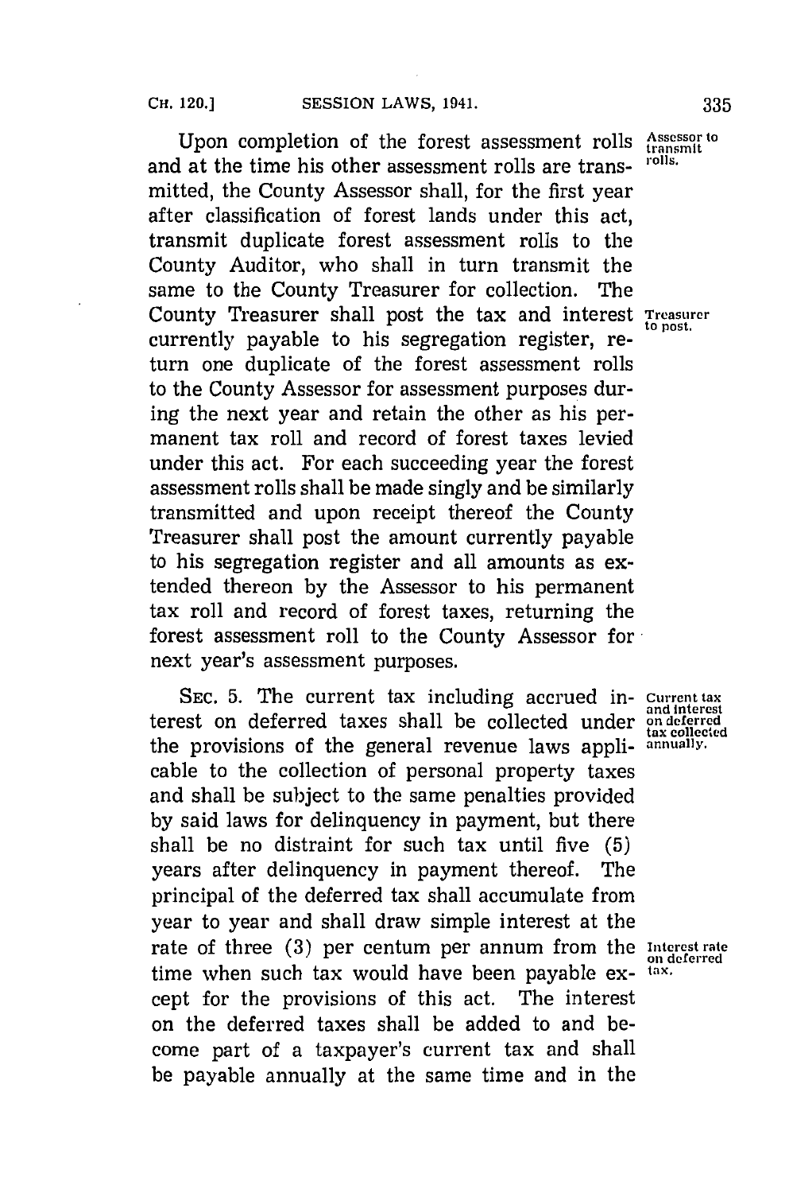Upon completion of the forest assessment rolls and at the time his other assessment rolls are transmitted, the County Assessor shall, for the first year after classification of forest lands under this act, transmit duplicate forest assessment rolls to the County Auditor, who shall in turn transmit the same to the County Treasurer for collection. The County Treasurer shall post the tax and interest currently payable to his segregation register, return one duplicate of the forest assessment rolls to the County Assessor for assessment purposes during the next year and retain the other as his permanent tax roll and record of forest taxes levied under this act. For each succeeding year the forest assessment rolls shall be made singly and be similarly transmitted and upon receipt thereof the County Treasurer shall post the amount currently payable to his segregation register and all amounts as extended thereon by the Assessor to his permanent tax roll and record of forest taxes, returning the forest assessment roll to the County Assessor for next year's assessment purposes.

*Assessor to transmit rolls.*

*Treasurer to post.*

SEC. 5. The current tax including accrued interest on deferred taxes shall be collected under the provisions of the general revenue laws applicable to the collection of personal property taxes and shall be subject to the same penalties provided by said laws for delinquency in payment, but there shall be no distraint for such tax until five (5) years after delinquency in payment thereof. The principal of the deferred tax shall accumulate from year to year and shall draw simple interest at the rate of three (3) per centum per annum from the time when such tax would have been payable except for the provisions of this act. The interest on the deferred taxes shall be added to and become part of a taxpayer's current tax and shall be payable annually at the same time and in the

*Current tax and interest on deferred tax collected annually.*

*Interest rate on deferred tax.*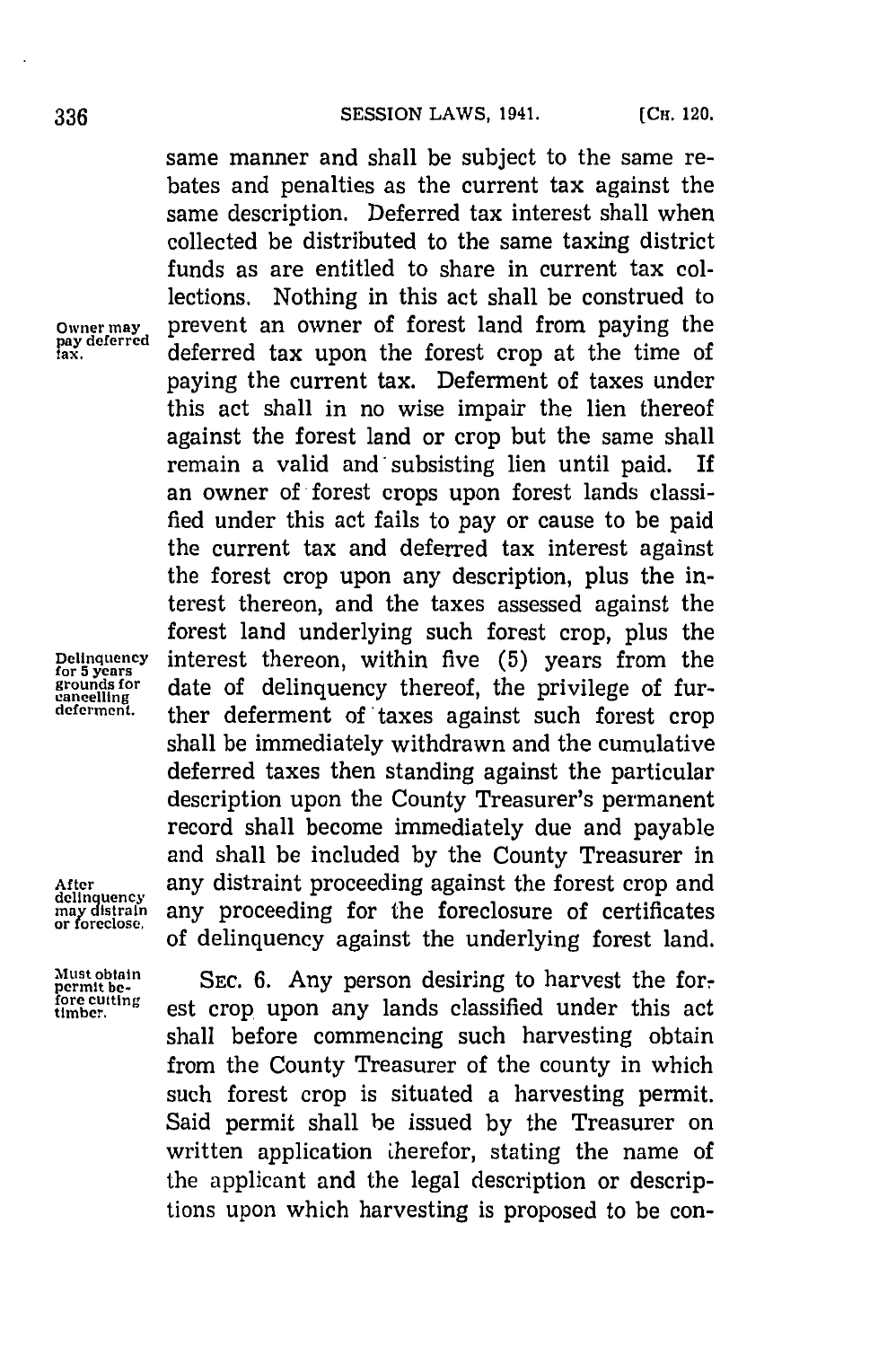same manner and shall be subject to the same rebates and penalties as the current tax against the same description. Deferred tax interest shall when collected be distributed to the same taxing district funds as are entitled to share in current tax collections. Nothing in this act shall be construed to prevent an owner of forest land from paying the deferred tax upon the forest crop at the time of paying the current tax. Deferment of taxes under this act shall in no wise impair the lien thereof against the forest land or crop but the same shall remain a valid and subsisting lien until paid. If an owner of forest crops upon forest lands classified under this act fails to pay or cause to be paid the current tax and deferred tax interest against the forest crop upon any description, plus the interest thereon, and the taxes assessed against the forest land underlying such forest crop, plus the interest thereon, within five (5) years from the date of delinquency thereof, the privilege of further deferment of taxes against such forest crop shall be immediately withdrawn and the cumulative deferred taxes then standing against the particular description upon the County Treasurer's permanent record shall become immediately due and payable and shall be included by the County Treasurer in any distraint proceeding against the forest crop and any proceeding for the foreclosure of certificates of delinquency against the underlying forest land.

*Owner may pay deferred tax.*

*Delinquency for 5 years grounds for cancelling deferment.*

*After delinquency may distrain or foreclose.*

*Must obtain permit before cutting timber.*

SEC. 6. Any person desiring to harvest the forest crop upon any lands classified under this act shall before commencing such harvesting obtain from the County Treasurer of the county in which such forest crop is situated a harvesting permit. Said permit shall be issued by the Treasurer on written application therefor, stating the name of the applicant and the legal description or descriptions upon which harvesting is proposed to be con-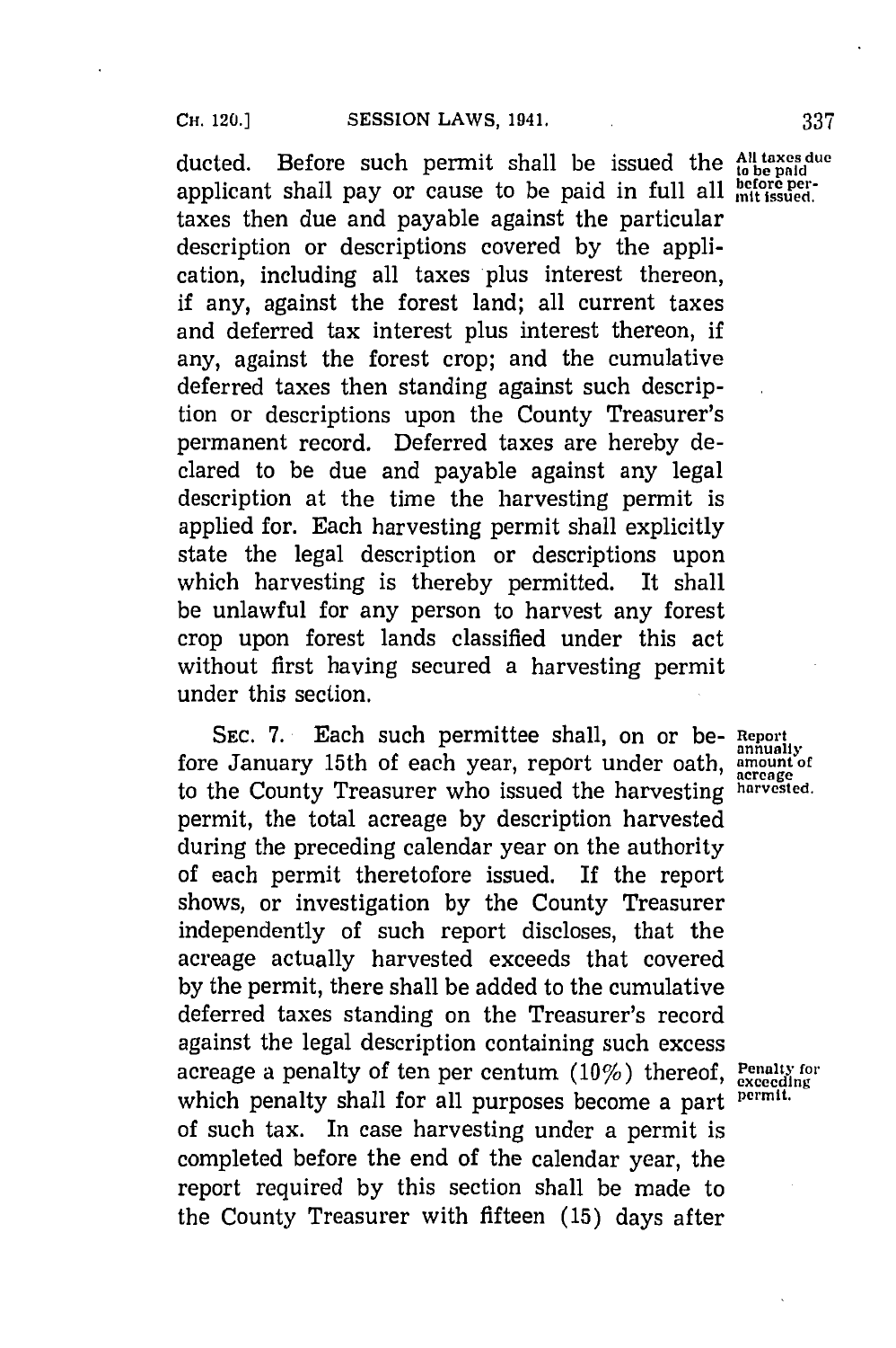ducted. Before such permit shall be issued the applicant shall pay or cause to be paid in full all taxes then due and payable against the particular description or descriptions covered by the application, including all taxes plus interest thereon, if any, against the forest land; all current taxes and deferred tax interest plus interest thereon, if any, against the forest crop; and the cumulative deferred taxes then standing against such description or descriptions upon the County Treasurer's permanent record. Deferred taxes are hereby declared to be due and payable against any legal description at the time the harvesting permit is applied for. Each harvesting permit shall explicitly state the legal description or descriptions upon which harvesting is thereby permitted. It shall be unlawful for any person to harvest any forest crop upon forest lands classified under this act without first having secured a harvesting permit under this section.

*All taxes due to be paid before permit issued.*

SEC. 7. Each such permittee shall, on or before January 15th of each year, report under oath, to the County Treasurer who issued the harvesting permit, the total acreage by description harvested during the preceding calendar year on the authority of each permit theretofore issued. If the report shows, or investigation by the County Treasurer independently of such report discloses, that the acreage actually harvested exceeds that covered by the permit, there shall be added to the cumulative deferred taxes standing on the Treasurer's record against the legal description containing such excess acreage a penalty of ten per centum (10%) thereof, which penalty shall for all purposes become a part of such tax. In case harvesting under a permit is completed before the end of the calendar year, the report required by this section shall be made to the County Treasurer with fifteen (15) days after

*Report annually amount of acreage harvested.*

*Penalty for exceeding permit.*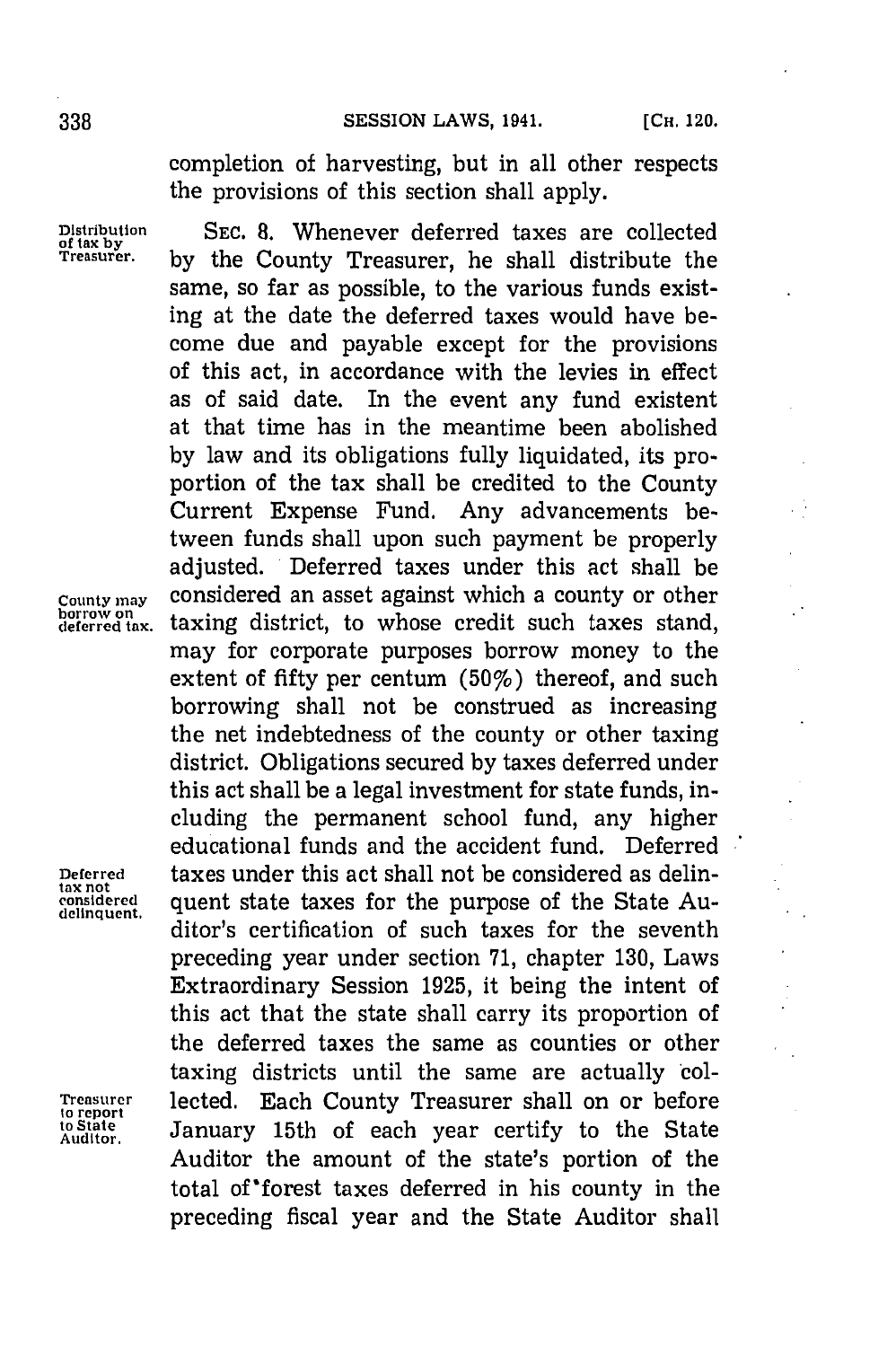completion of harvesting, but in all other respects the provisions of this section shall apply.

**Distribution of tax by Treasurer.** SEC. 8. Whenever deferred taxes are collected by the County Treasurer, he shall distribute the same, so far as possible, to the various funds existing at the date the deferred taxes would have become due and payable except for the provisions of this act, in accordance with the levies in effect as of said date. In the event any fund existent at that time has in the meantime been abolished by law and its obligations fully liquidated, its proportion of the tax shall be credited to the County Current Expense Fund. Any advancements between funds shall upon such payment be properly adjusted. **County may borrow on deferred tax.** Deferred taxes under this act shall be considered an asset against which a county or other taxing district, to whose credit such taxes stand, may for corporate purposes borrow money to the extent of fifty per centum (50%) thereof, and such borrowing shall not be construed as increasing the net indebtedness of the county or other taxing district. Obligations secured by taxes deferred under this act shall be a legal investment for state funds, including the permanent school fund, any higher educational funds and the accident fund. **Deferred tax not considered delinquent.** Deferred taxes under this act shall not be considered as delinquent state taxes for the purpose of the State Auditor's certification of such taxes for the seventh preceding year under section 71, chapter 130, Laws Extraordinary Session 1925, it being the intent of this act that the state shall carry its proportion of the deferred taxes the same as counties or other taxing districts until the same are actually collected. **Treasurer to report to State Auditor.** Each County Treasurer shall on or before January 15th of each year certify to the State Auditor the amount of the state's portion of the total of forest taxes deferred in his county in the preceding fiscal year and the State Auditor shall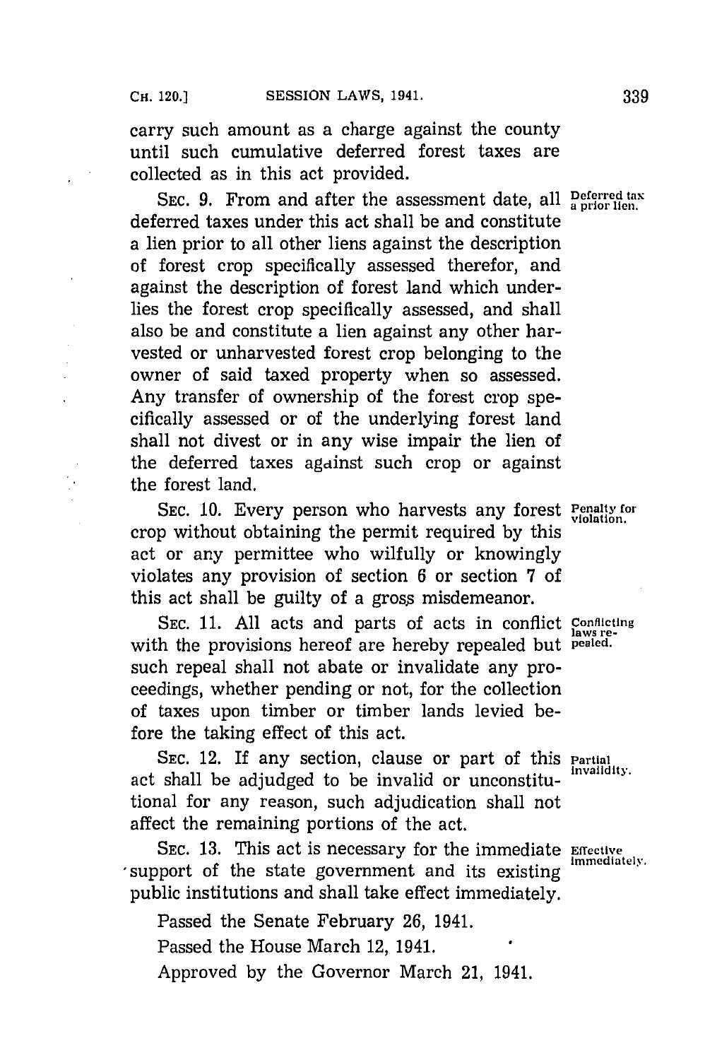carry such amount as a charge against the county until such cumulative deferred forest taxes are collected as in this act provided.

SEC. 9. From and after the assessment date, all deferred taxes under this act shall be and constitute a lien prior to all other liens against the description of forest crop specifically assessed therefor, and against the description of forest land which underlies the forest crop specifically assessed, and shall also be and constitute a lien against any other harvested or unharvested forest crop belonging to the owner of said taxed property when so assessed. Any transfer of ownership of the forest crop specifically assessed or of the underlying forest land shall not divest or in any wise impair the lien of the deferred taxes against such crop or against the forest land.

*Deferred tax a prior lien.*

SEC. 10. Every person who harvests any forest crop without obtaining the permit required by this act or any permittee who wilfully or knowingly violates any provision of section 6 or section 7 of this act shall be guilty of a gross misdemeanor.

*Penalty for violation.*

SEC. 11. All acts and parts of acts in conflict with the provisions hereof are hereby repealed but such repeal shall not abate or invalidate any proceedings, whether pending or not, for the collection of taxes upon timber or timber lands levied before the taking effect of this act.

*Conflicting laws repealed.*

SEC. 12. If any section, clause or part of this act shall be adjudged to be invalid or unconstitutional for any reason, such adjudication shall not affect the remaining portions of the act.

*Partial invalidity.*

SEC. 13. This act is necessary for the immediate support of the state government and its existing public institutions and shall take effect immediately.

*Effective immediately.*

Passed the Senate February 26, 1941.

Passed the House March 12, 1941.

Approved by the Governor March 21, 1941.